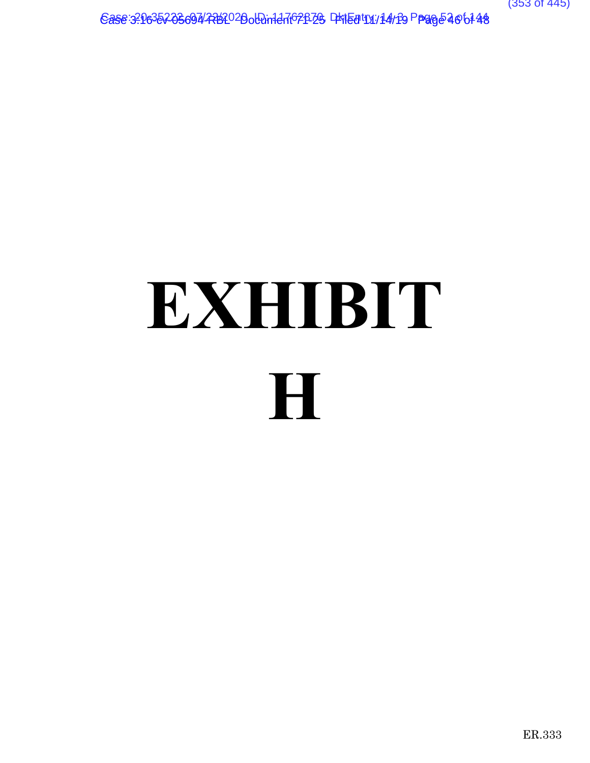# EXHIBIT H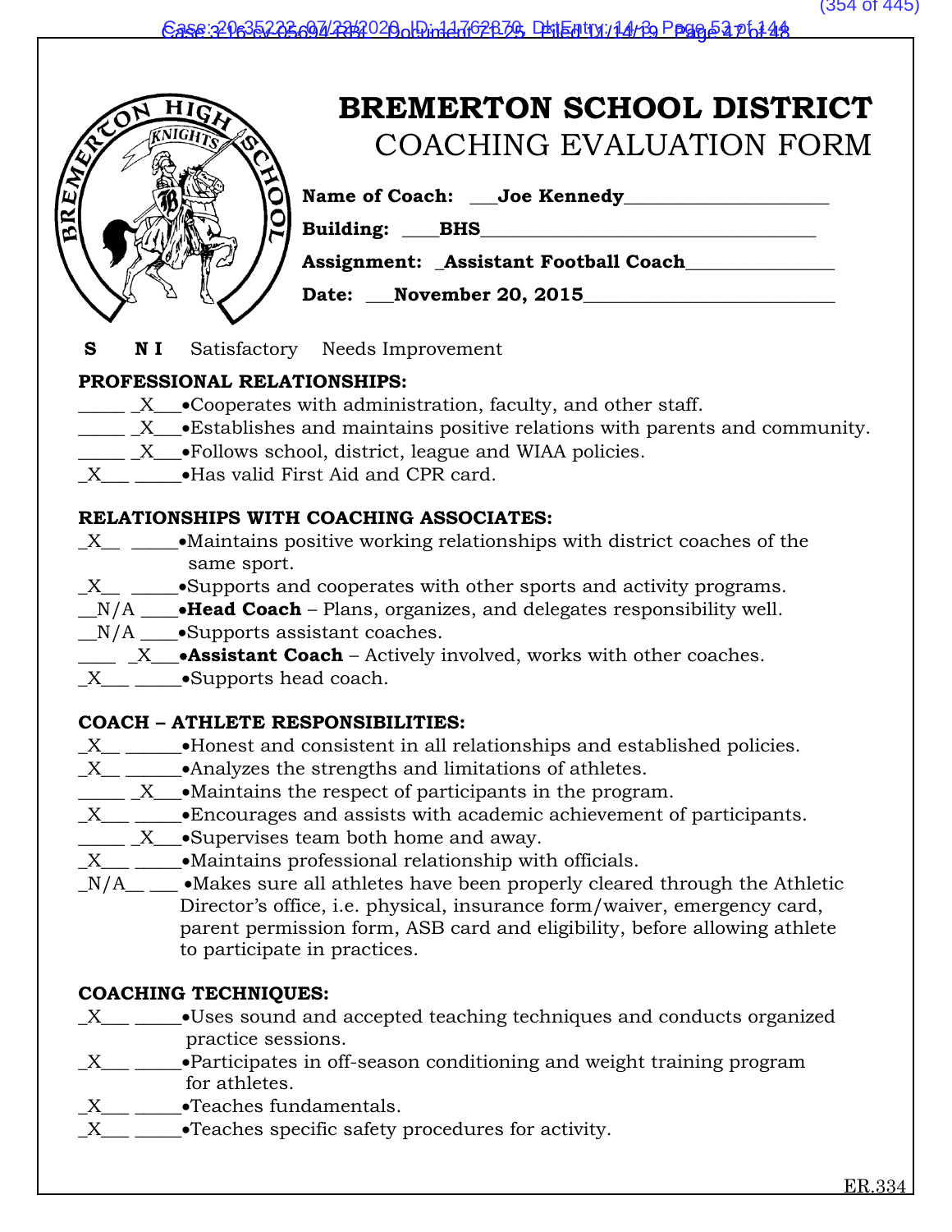# BREMERTON SCHOOL DISTRICT

## COACHING EVALUATION FORM

**Name of Coach:** ___Joe Kennedy____________________

**Building:** ____BHS_________________________________

**Assignment:** _Assistant Football Coach_______________

**Date:** ___November 20, 2015_________________________

**S** **N I** Satisfactory Needs Improvement

**PROFESSIONAL RELATIONSHIPS:**

_____ _X___•Cooperates with administration, faculty, and other staff.
_____ _X___•Establishes and maintains positive relations with parents and community.
_____ _X___•Follows school, district, league and WIAA policies.
_X___ _____•Has valid First Aid and CPR card.

**RELATIONSHIPS WITH COACHING ASSOCIATES:**

_X__ _____•Maintains positive working relationships with district coaches of the same sport.
_X__ _____•Supports and cooperates with other sports and activity programs.
__N/A ____•**Head Coach** – Plans, organizes, and delegates responsibility well.
__N/A ____•Supports assistant coaches.
____ _X___•**Assistant Coach** – Actively involved, works with other coaches.
_X___ _____•Supports head coach.

**COACH – ATHLETE RESPONSIBILITIES:**

_X__ ______•Honest and consistent in all relationships and established policies.
_X__ ______•Analyzes the strengths and limitations of athletes.
_____ _X___•Maintains the respect of participants in the program.
_X___ _____•Encourages and assists with academic achievement of participants.
_____ _X___•Supervises team both home and away.
_X___ _____•Maintains professional relationship with officials.
_N/A__ ___ •Makes sure all athletes have been properly cleared through the Athletic Director's office, i.e. physical, insurance form/waiver, emergency card, parent permission form, ASB card and eligibility, before allowing athlete to participate in practices.

**COACHING TECHNIQUES:**

_X___ _____•Uses sound and accepted teaching techniques and conducts organized practice sessions.
_X___ _____•Participates in off-season conditioning and weight training program for athletes.
_X___ _____•Teaches fundamentals.
_X___ _____•Teaches specific safety procedures for activity.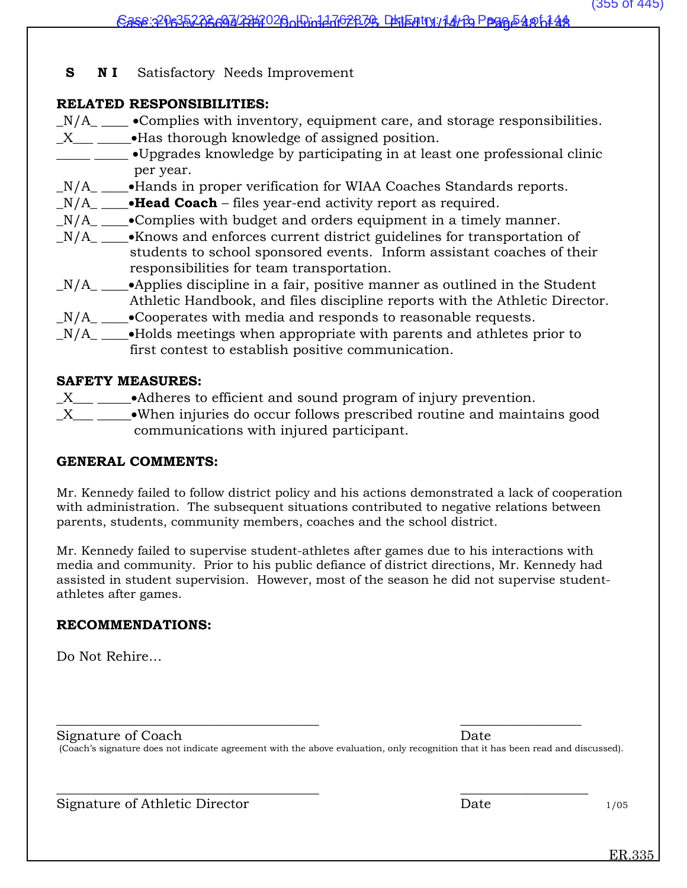**S N I** Satisfactory Needs Improvement

**RELATED RESPONSIBILITIES:**

_N/A_ ____ •Complies with inventory, equipment care, and storage responsibilities.
_X___ _____•Has thorough knowledge of assigned position.
_____ _____ •Upgrades knowledge by participating in at least one professional clinic per year.
_N/A_ ____•Hands in proper verification for WIAA Coaches Standards reports.
_N/A_ ____•**Head Coach** – files year-end activity report as required.
_N/A_ ____•Complies with budget and orders equipment in a timely manner.
_N/A_ ____•Knows and enforces current district guidelines for transportation of students to school sponsored events. Inform assistant coaches of their responsibilities for team transportation.
_N/A_ ____•Applies discipline in a fair, positive manner as outlined in the Student Athletic Handbook, and files discipline reports with the Athletic Director.
_N/A_ ____•Cooperates with media and responds to reasonable requests.
_N/A_ ____•Holds meetings when appropriate with parents and athletes prior to first contest to establish positive communication.

**SAFETY MEASURES:**

_X___ _____•Adheres to efficient and sound program of injury prevention.
_X___ _____•When injuries do occur follows prescribed routine and maintains good communications with injured participant.

**GENERAL COMMENTS:**

Mr. Kennedy failed to follow district policy and his actions demonstrated a lack of cooperation with administration. The subsequent situations contributed to negative relations between parents, students, community members, coaches and the school district.

Mr. Kennedy failed to supervise student-athletes after games due to his interactions with media and community. Prior to his public defiance of district directions, Mr. Kennedy had assisted in student supervision. However, most of the season he did not supervise student-athletes after games.

**RECOMMENDATIONS:**

Do Not Rehire…

______________________________________ __________________
Signature of Coach Date
(Coach's signature does not indicate agreement with the above evaluation, only recognition that it has been read and discussed).

______________________________________ __________________
Signature of Athletic Director Date 1/05

ER.335